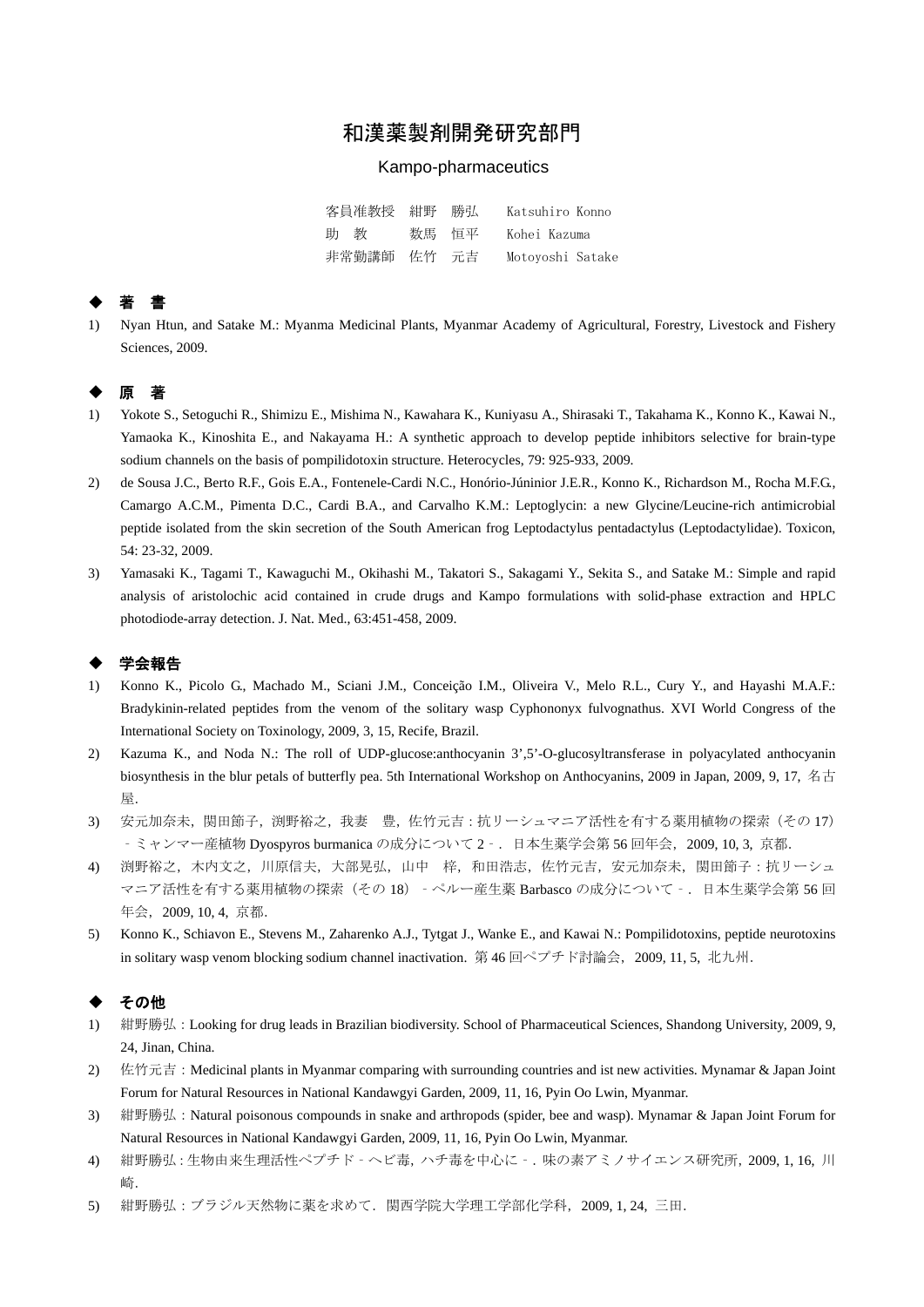# 和漢薬製剤開発研究部門

## Kampo-pharmaceutics

客員准教授　紺野　勝弘　　Katsuhiro Konno
助　教　　　数馬　恒平　　Kohei Kazuma
非常勤講師　佐竹　元吉　　Motoyoshi Satake

### ◆ 著　書

1) Nyan Htun, and Satake M.: Myanma Medicinal Plants, Myanmar Academy of Agricultural, Forestry, Livestock and Fishery Sciences, 2009.

### ◆ 原　著

1) Yokote S., Setoguchi R., Shimizu E., Mishima N., Kawahara K., Kuniyasu A., Shirasaki T., Takahama K., Konno K., Kawai N., Yamaoka K., Kinoshita E., and Nakayama H.: A synthetic approach to develop peptide inhibitors selective for brain-type sodium channels on the basis of pompilidotoxin structure. Heterocycles, 79: 925-933, 2009.
2) de Sousa J.C., Berto R.F., Gois E.A., Fontenele-Cardi N.C., Honório-Júninior J.E.R., Konno K., Richardson M., Rocha M.F.G., Camargo A.C.M., Pimenta D.C., Cardi B.A., and Carvalho K.M.: Leptoglycin: a new Glycine/Leucine-rich antimicrobial peptide isolated from the skin secretion of the South American frog Leptodactylus pentadactylus (Leptodactylidae). Toxicon, 54: 23-32, 2009.
3) Yamasaki K., Tagami T., Kawaguchi M., Okihashi M., Takatori S., Sakagami Y., Sekita S., and Satake M.: Simple and rapid analysis of aristolochic acid contained in crude drugs and Kampo formulations with solid-phase extraction and HPLC photodiode-array detection. J. Nat. Med., 63:451-458, 2009.

### ◆ 学会報告

1) Konno K., Picolo G., Machado M., Sciani J.M., Conceição I.M., Oliveira V., Melo R.L., Cury Y., and Hayashi M.A.F.: Bradykinin-related peptides from the venom of the solitary wasp Cyphononyx fulvognathus. XVI World Congress of the International Society on Toxinology, 2009, 3, 15, Recife, Brazil.
2) Kazuma K., and Noda N.: The roll of UDP-glucose:anthocyanin 3',5'-O-glucosyltransferase in polyacylated anthocyanin biosynthesis in the blur petals of butterfly pea. 5th International Workshop on Anthocyanins, 2009 in Japan, 2009, 9, 17, 名古屋.
3) 安元加奈未，関田節子，渕野裕之，我妻　豊，佐竹元吉：抗リーシュマニア活性を有する薬用植物の探索（その 17）－ミャンマー産植物 Dyospyros burmanica の成分について 2－．日本生薬学会第 56 回年会，2009, 10, 3, 京都.
4) 渕野裕之，木内文之，川原信夫，大部晃弘，山中　梓，和田浩志，佐竹元吉，安元加奈未，関田節子：抗リーシュマニア活性を有する薬用植物の探索（その 18）－ペルー産生薬 Barbasco の成分について－．日本生薬学会第 56 回年会，2009, 10, 4, 京都.
5) Konno K., Schiavon E., Stevens M., Zaharenko A.J., Tytgat J., Wanke E., and Kawai N.: Pompilidotoxins, peptide neurotoxins in solitary wasp venom blocking sodium channel inactivation. 第 46 回ペプチド討論会，2009, 11, 5, 北九州.

### ◆ その他

1) 紺野勝弘：Looking for drug leads in Brazilian biodiversity. School of Pharmaceutical Sciences, Shandong University, 2009, 9, 24, Jinan, China.
2) 佐竹元吉：Medicinal plants in Myanmar comparing with surrounding countries and ist new activities. Mynamar & Japan Joint Forum for Natural Resources in National Kandawgyi Garden, 2009, 11, 16, Pyin Oo Lwin, Myanmar.
3) 紺野勝弘：Natural poisonous compounds in snake and arthropods (spider, bee and wasp). Mynamar & Japan Joint Forum for Natural Resources in National Kandawgyi Garden, 2009, 11, 16, Pyin Oo Lwin, Myanmar.
4) 紺野勝弘：生物由来生理活性ペプチド－ヘビ毒，ハチ毒を中心に－．味の素アミノサイエンス研究所，2009, 1, 16, 川崎.
5) 紺野勝弘：ブラジル天然物に薬を求めて．関西学院大学理工学部化学科，2009, 1, 24, 三田.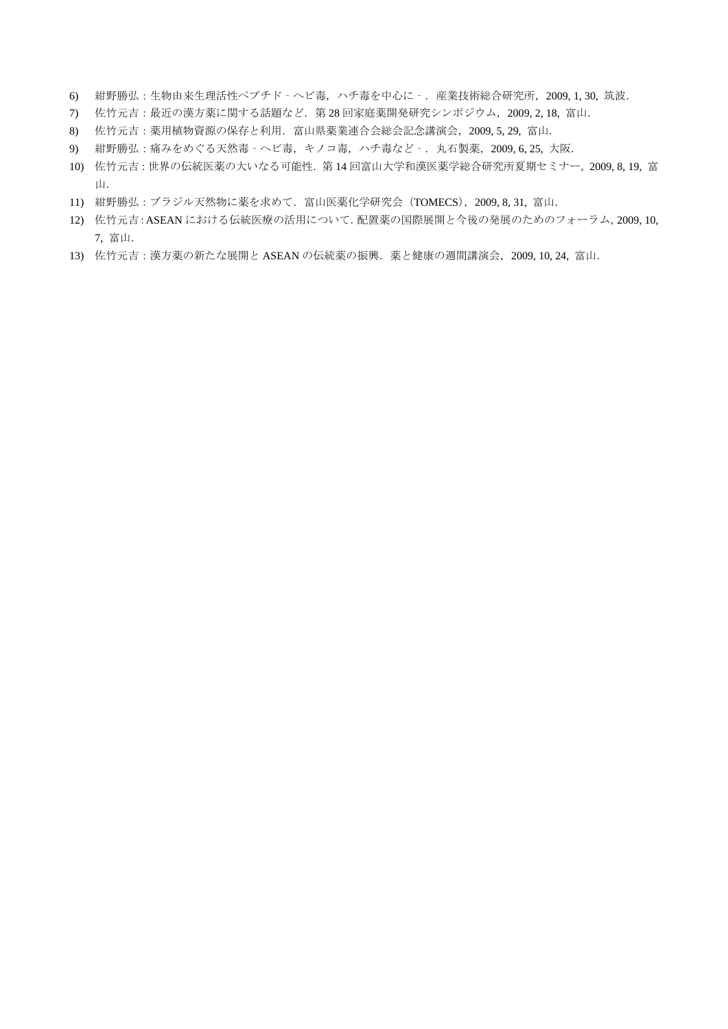6) 紺野勝弘：生物由来生理活性ペプチド－ヘビ毒，ハチ毒を中心に－．産業技術総合研究所，2009, 1, 30, 筑波.
7) 佐竹元吉：最近の漢方薬に関する話題など．第 28 回家庭薬開発研究シンポジウム，2009, 2, 18, 富山.
8) 佐竹元吉：薬用植物資源の保存と利用．富山県薬業連合会総会記念講演会，2009, 5, 29, 富山.
9) 紺野勝弘：痛みをめぐる天然毒－ヘビ毒，キノコ毒，ハチ毒など－．丸石製薬，2009, 6, 25, 大阪.
10) 佐竹元吉：世界の伝統医薬の大いなる可能性．第 14 回富山大学和漢医薬学総合研究所夏期セミナー，2009, 8, 19, 富山.
11) 紺野勝弘：ブラジル天然物に薬を求めて．富山医薬化学研究会（TOMECS），2009, 8, 31, 富山.
12) 佐竹元吉：ASEAN における伝統医療の活用について. 配置薬の国際展開と今後の発展のためのフォーラム, 2009, 10, 7, 富山.
13) 佐竹元吉：漢方薬の新たな展開と ASEAN の伝統薬の振興．薬と健康の週間講演会，2009, 10, 24, 富山.